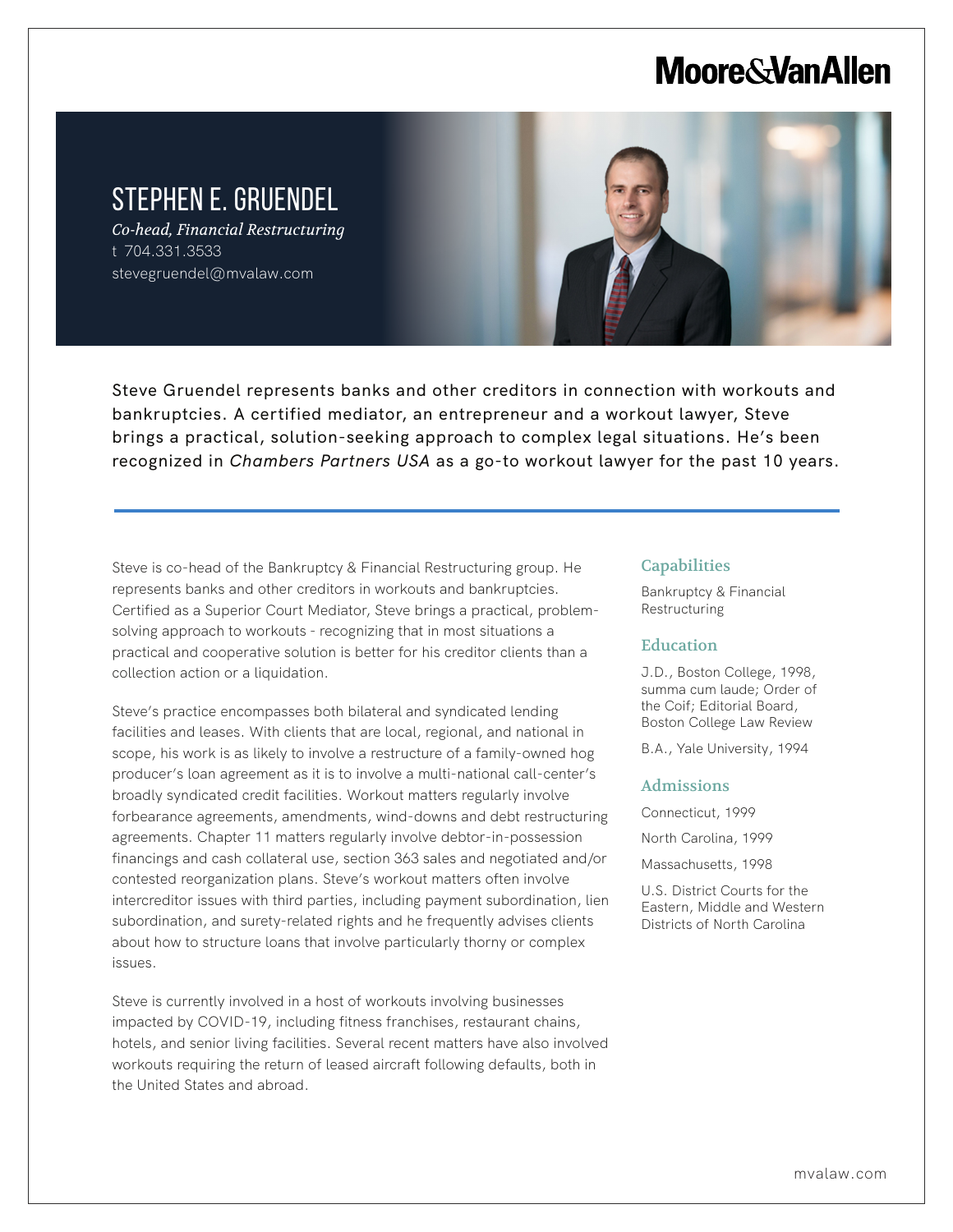# Moore&VanAllen

## STEPHEN E. GRUENDEL

*Co-head, Financial Restructuring*
t 704.331.3533
stevegruendel@mvalaw.com

Steve Gruendel represents banks and other creditors in connection with workouts and bankruptcies. A certified mediator, an entrepreneur and a workout lawyer, Steve brings a practical, solution-seeking approach to complex legal situations. He's been recognized in *Chambers Partners USA* as a go-to workout lawyer for the past 10 years.

Steve is co-head of the Bankruptcy & Financial Restructuring group. He represents banks and other creditors in workouts and bankruptcies. Certified as a Superior Court Mediator, Steve brings a practical, problem-solving approach to workouts - recognizing that in most situations a practical and cooperative solution is better for his creditor clients than a collection action or a liquidation.

Steve's practice encompasses both bilateral and syndicated lending facilities and leases. With clients that are local, regional, and national in scope, his work is as likely to involve a restructure of a family-owned hog producer's loan agreement as it is to involve a multi-national call-center's broadly syndicated credit facilities. Workout matters regularly involve forbearance agreements, amendments, wind-downs and debt restructuring agreements. Chapter 11 matters regularly involve debtor-in-possession financings and cash collateral use, section 363 sales and negotiated and/or contested reorganization plans. Steve's workout matters often involve intercreditor issues with third parties, including payment subordination, lien subordination, and surety-related rights and he frequently advises clients about how to structure loans that involve particularly thorny or complex issues.

Steve is currently involved in a host of workouts involving businesses impacted by COVID-19, including fitness franchises, restaurant chains, hotels, and senior living facilities. Several recent matters have also involved workouts requiring the return of leased aircraft following defaults, both in the United States and abroad.

### Capabilities

Bankruptcy & Financial Restructuring

### Education

J.D., Boston College, 1998, summa cum laude; Order of the Coif; Editorial Board, Boston College Law Review

B.A., Yale University, 1994

### Admissions

Connecticut, 1999

North Carolina, 1999

Massachusetts, 1998

U.S. District Courts for the Eastern, Middle and Western Districts of North Carolina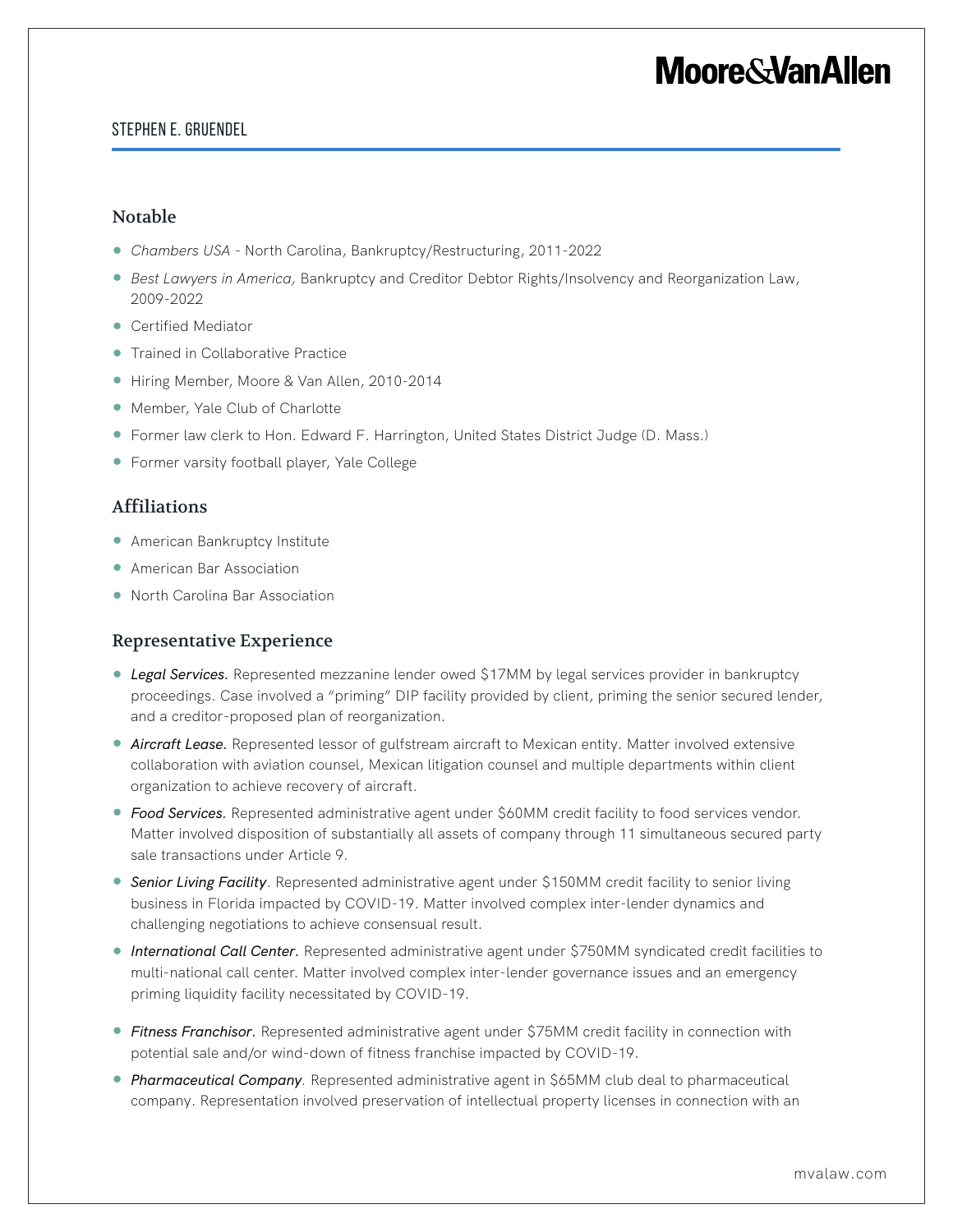## Notable

- *Chambers USA* - North Carolina, Bankruptcy/Restructuring, 2011-2022
- *Best Lawyers in America,* Bankruptcy and Creditor Debtor Rights/Insolvency and Reorganization Law, 2009-2022
- Certified Mediator
- Trained in Collaborative Practice
- Hiring Member, Moore & Van Allen, 2010-2014
- Member, Yale Club of Charlotte
- Former law clerk to Hon. Edward F. Harrington, United States District Judge (D. Mass.)
- Former varsity football player, Yale College

## Affiliations

- American Bankruptcy Institute
- American Bar Association
- North Carolina Bar Association

## Representative Experience

- ***Legal Services.*** Represented mezzanine lender owed $17MM by legal services provider in bankruptcy proceedings. Case involved a "priming" DIP facility provided by client, priming the senior secured lender, and a creditor-proposed plan of reorganization.
- ***Aircraft Lease.*** Represented lessor of gulfstream aircraft to Mexican entity. Matter involved extensive collaboration with aviation counsel, Mexican litigation counsel and multiple departments within client organization to achieve recovery of aircraft.
- ***Food Services.*** Represented administrative agent under $60MM credit facility to food services vendor. Matter involved disposition of substantially all assets of company through 11 simultaneous secured party sale transactions under Article 9.
- ***Senior Living Facility***. Represented administrative agent under $150MM credit facility to senior living business in Florida impacted by COVID-19. Matter involved complex inter-lender dynamics and challenging negotiations to achieve consensual result.
- ***International Call Center.*** Represented administrative agent under $750MM syndicated credit facilities to multi-national call center. Matter involved complex inter-lender governance issues and an emergency priming liquidity facility necessitated by COVID-19.
- ***Fitness Franchisor.*** Represented administrative agent under $75MM credit facility in connection with potential sale and/or wind-down of fitness franchise impacted by COVID-19.
- ***Pharmaceutical Company***. Represented administrative agent in $65MM club deal to pharmaceutical company. Representation involved preservation of intellectual property licenses in connection with an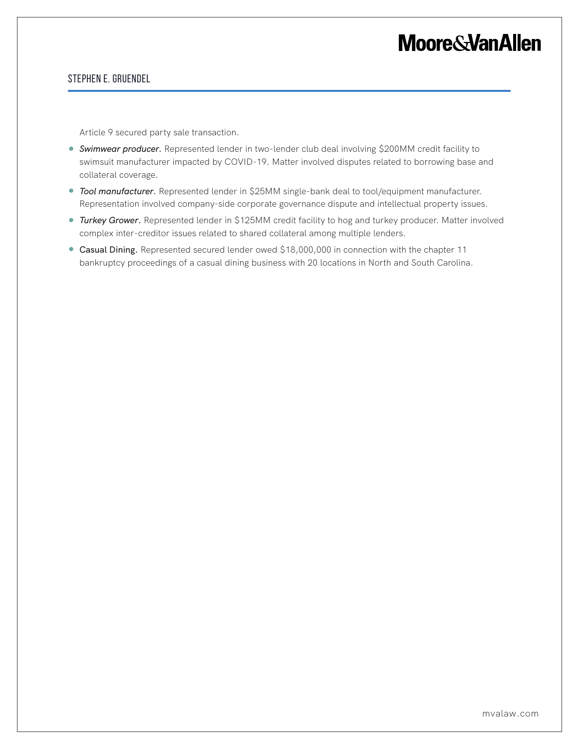Article 9 secured party sale transaction.

- ***Swimwear producer***. Represented lender in two-lender club deal involving $200MM credit facility to swimsuit manufacturer impacted by COVID-19. Matter involved disputes related to borrowing base and collateral coverage.
- ***Tool manufacturer***. Represented lender in $25MM single-bank deal to tool/equipment manufacturer. Representation involved company-side corporate governance dispute and intellectual property issues.
- ***Turkey Grower***. Represented lender in $125MM credit facility to hog and turkey producer. Matter involved complex inter-creditor issues related to shared collateral among multiple lenders.
- Casual Dining. Represented secured lender owed $18,000,000 in connection with the chapter 11 bankruptcy proceedings of a casual dining business with 20 locations in North and South Carolina.